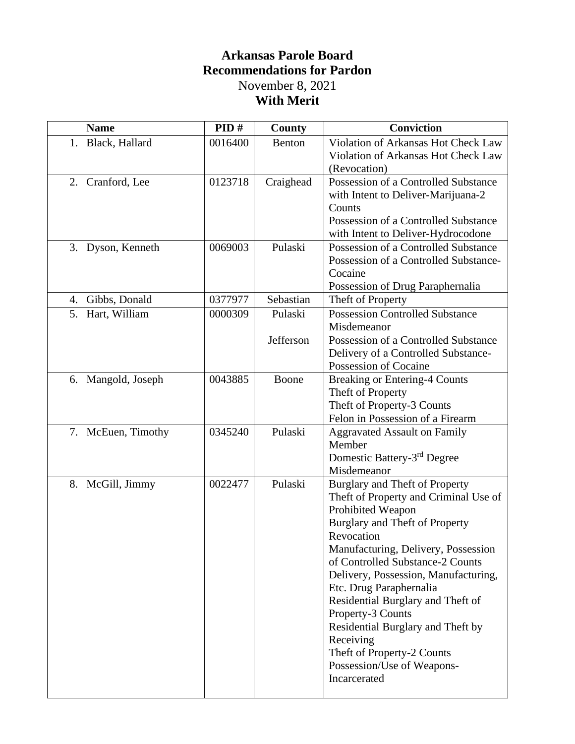# Arkansas Parole Board
# Recommendations for Pardon

November 8, 2021

**With Merit**

| Name | PID # | County | Conviction |
|---|---|---|---|
| 1. Black, Hallard | 0016400 | Benton | Violation of Arkansas Hot Check Law<br>Violation of Arkansas Hot Check Law (Revocation) |
| 2. Cranford, Lee | 0123718 | Craighead | Possession of a Controlled Substance with Intent to Deliver-Marijuana-2 Counts<br>Possession of a Controlled Substance with Intent to Deliver-Hydrocodone |
| 3. Dyson, Kenneth | 0069003 | Pulaski | Possession of a Controlled Substance<br>Possession of a Controlled Substance-Cocaine<br>Possession of Drug Paraphernalia |
| 4. Gibbs, Donald | 0377977 | Sebastian | Theft of Property |
| 5. Hart, William | 0000309 | Pulaski<br><br>Jefferson | Possession Controlled Substance Misdemeanor<br>Possession of a Controlled Substance<br>Delivery of a Controlled Substance-Possession of Cocaine |
| 6. Mangold, Joseph | 0043885 | Boone | Breaking or Entering-4 Counts<br>Theft of Property<br>Theft of Property-3 Counts<br>Felon in Possession of a Firearm |
| 7. McEuen, Timothy | 0345240 | Pulaski | Aggravated Assault on Family Member<br>Domestic Battery-3rd Degree Misdemeanor |
| 8. McGill, Jimmy | 0022477 | Pulaski | Burglary and Theft of Property<br>Theft of Property and Criminal Use of Prohibited Weapon<br>Burglary and Theft of Property Revocation<br>Manufacturing, Delivery, Possession of Controlled Substance-2 Counts<br>Delivery, Possession, Manufacturing, Etc. Drug Paraphernalia<br>Residential Burglary and Theft of Property-3 Counts<br>Residential Burglary and Theft by Receiving<br>Theft of Property-2 Counts<br>Possession/Use of Weapons-Incarcerated |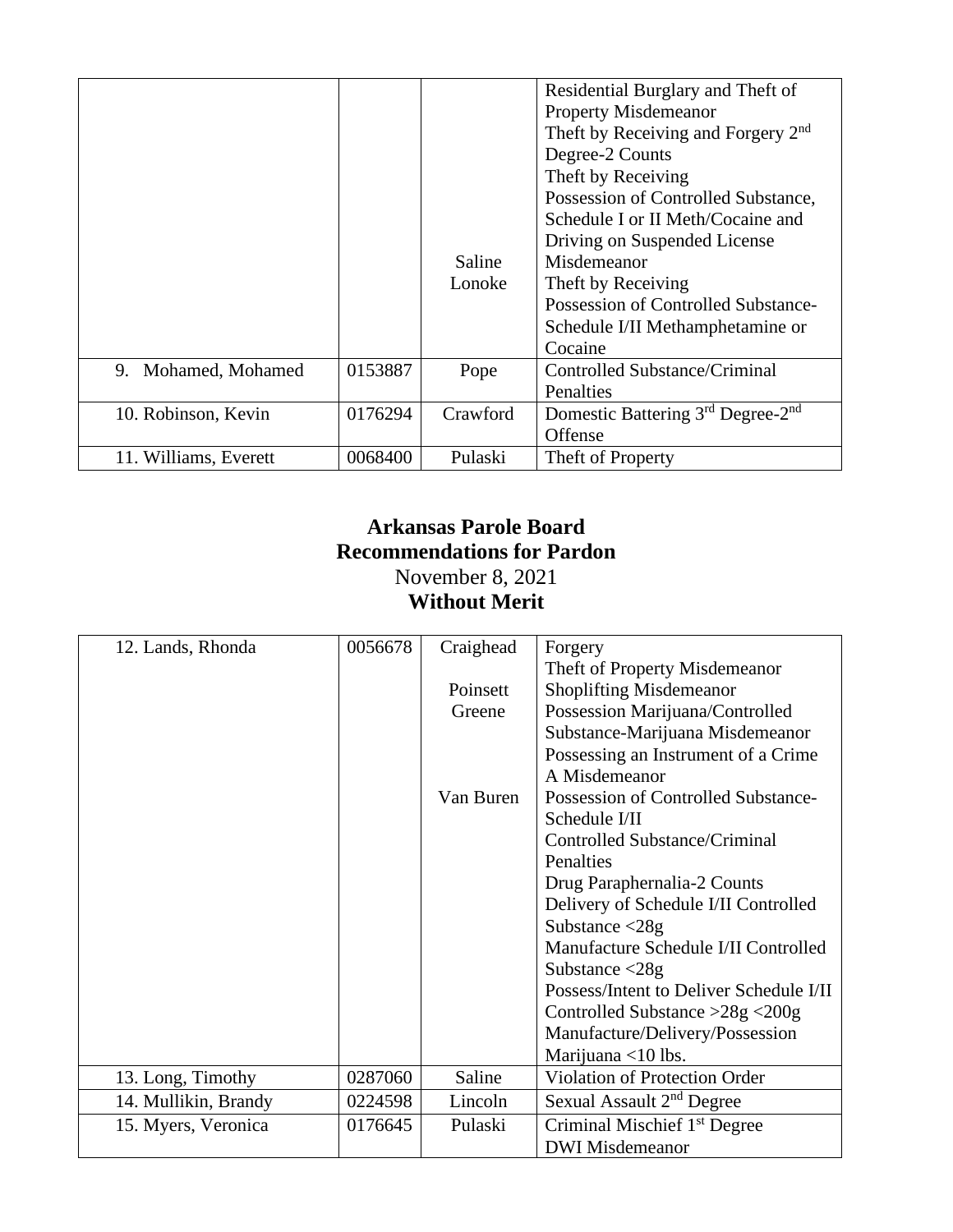| | | | |
|---|---|---|---|
| | | Saline<br>Lonoke | Residential Burglary and Theft of Property Misdemeanor<br>Theft by Receiving and Forgery 2nd Degree-2 Counts<br>Theft by Receiving<br>Possession of Controlled Substance, Schedule I or II Meth/Cocaine and Driving on Suspended License Misdemeanor<br>Theft by Receiving<br>Possession of Controlled Substance-Schedule I/II Methamphetamine or Cocaine |
| 9. Mohamed, Mohamed | 0153887 | Pope | Controlled Substance/Criminal Penalties |
| 10. Robinson, Kevin | 0176294 | Crawford | Domestic Battering 3rd Degree-2nd Offense |
| 11. Williams, Everett | 0068400 | Pulaski | Theft of Property |

**Arkansas Parole Board**
**Recommendations for Pardon**
November 8, 2021
**Without Merit**

| | | | |
|---|---|---|---|
| 12. Lands, Rhonda | 0056678 | Craighead<br><br>Poinsett<br>Greene<br><br><br><br>Van Buren | Forgery<br>Theft of Property Misdemeanor<br>Shoplifting Misdemeanor<br>Possession Marijuana/Controlled Substance-Marijuana Misdemeanor<br>Possessing an Instrument of a Crime A Misdemeanor<br>Possession of Controlled Substance-Schedule I/II<br>Controlled Substance/Criminal Penalties<br>Drug Paraphernalia-2 Counts<br>Delivery of Schedule I/II Controlled Substance <28g<br>Manufacture Schedule I/II Controlled Substance <28g<br>Possess/Intent to Deliver Schedule I/II Controlled Substance >28g <200g<br>Manufacture/Delivery/Possession Marijuana <10 lbs. |
| 13. Long, Timothy | 0287060 | Saline | Violation of Protection Order |
| 14. Mullikin, Brandy | 0224598 | Lincoln | Sexual Assault 2nd Degree |
| 15. Myers, Veronica | 0176645 | Pulaski | Criminal Mischief 1st Degree<br>DWI Misdemeanor |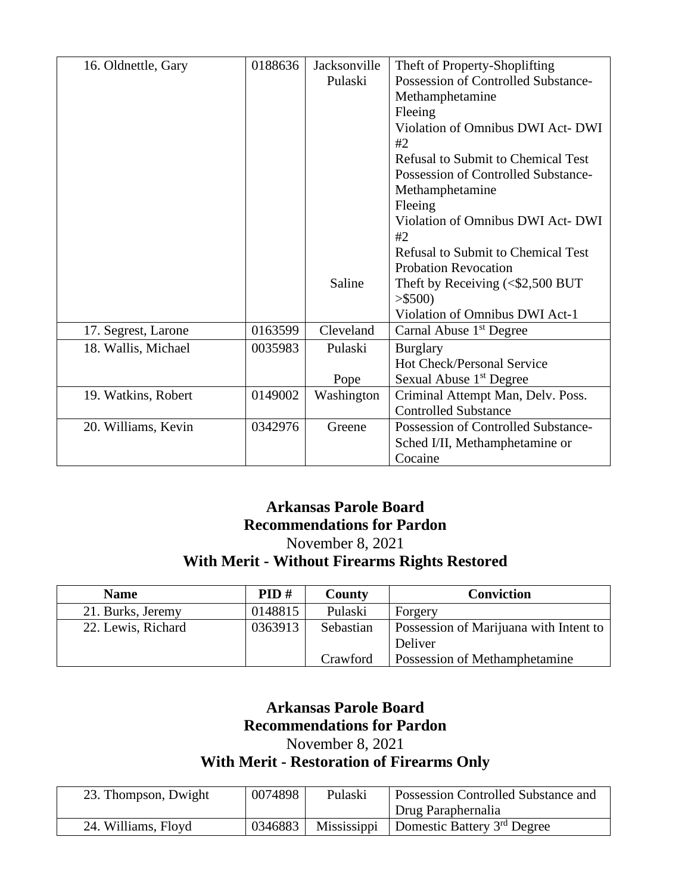| | | | |
|---|---|---|---|
| 16. Oldnettle, Gary | 0188636 | Jacksonville Pulaski | Theft of Property-Shoplifting<br>Possession of Controlled Substance-Methamphetamine<br>Fleeing<br>Violation of Omnibus DWI Act- DWI #2<br>Refusal to Submit to Chemical Test<br>Possession of Controlled Substance-Methamphetamine<br>Fleeing<br>Violation of Omnibus DWI Act- DWI #2<br>Refusal to Submit to Chemical Test<br>Probation Revocation |
| | | Saline | Theft by Receiving (<$2,500 BUT >$500)<br>Violation of Omnibus DWI Act-1 |
| 17. Segrest, Larone | 0163599 | Cleveland | Carnal Abuse 1st Degree |
| 18. Wallis, Michael | 0035983 | Pulaski | Burglary<br>Hot Check/Personal Service |
| | | Pope | Sexual Abuse 1st Degree |
| 19. Watkins, Robert | 0149002 | Washington | Criminal Attempt Man, Delv. Poss. Controlled Substance |
| 20. Williams, Kevin | 0342976 | Greene | Possession of Controlled Substance-Sched I/II, Methamphetamine or Cocaine |

## Arkansas Parole Board
## Recommendations for Pardon
November 8, 2021
## With Merit - Without Firearms Rights Restored

| Name | PID # | County | Conviction |
|---|---|---|---|
| 21. Burks, Jeremy | 0148815 | Pulaski | Forgery |
| 22. Lewis, Richard | 0363913 | Sebastian | Possession of Marijuana with Intent to Deliver |
| | | Crawford | Possession of Methamphetamine |

## Arkansas Parole Board
## Recommendations for Pardon
November 8, 2021
## With Merit - Restoration of Firearms Only

| | | | |
|---|---|---|---|
| 23. Thompson, Dwight | 0074898 | Pulaski | Possession Controlled Substance and Drug Paraphernalia |
| 24. Williams, Floyd | 0346883 | Mississippi | Domestic Battery 3rd Degree |